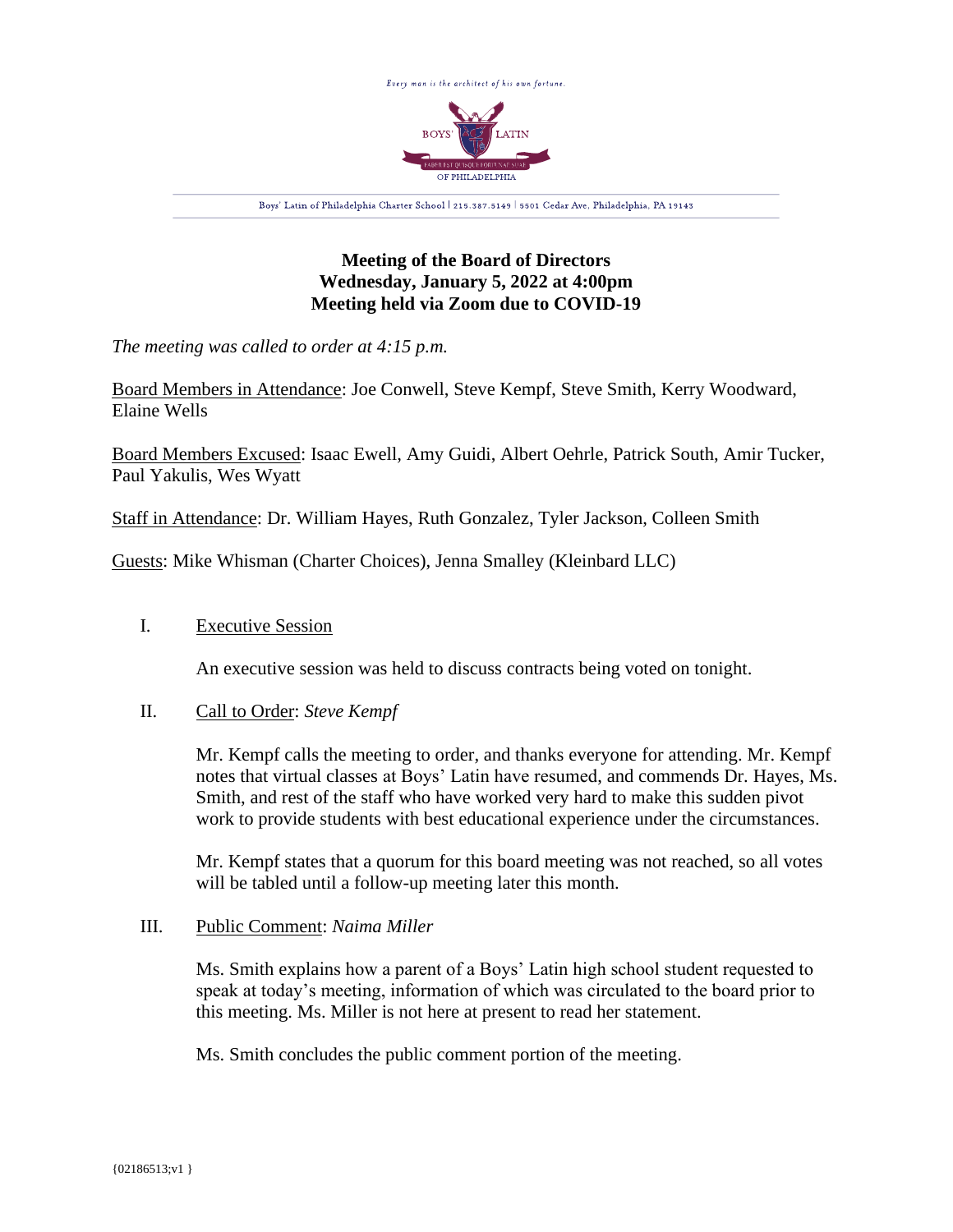Every man is the architect of his own fortune.

BOYS' LATIN OF PHILADELPHIA

Boys' Latin of Philadelphia Charter School | 215.387.5149 | 5501 Cedar Ave, Philadelphia, PA 19143

**Meeting of the Board of Directors**
**Wednesday, January 5, 2022 at 4:00pm**
**Meeting held via Zoom due to COVID-19**

*The meeting was called to order at 4:15 p.m.*

Board Members in Attendance: Joe Conwell, Steve Kempf, Steve Smith, Kerry Woodward, Elaine Wells

Board Members Excused: Isaac Ewell, Amy Guidi, Albert Oehrle, Patrick South, Amir Tucker, Paul Yakulis, Wes Wyatt

Staff in Attendance: Dr. William Hayes, Ruth Gonzalez, Tyler Jackson, Colleen Smith

Guests: Mike Whisman (Charter Choices), Jenna Smalley (Kleinbard LLC)

I. Executive Session

An executive session was held to discuss contracts being voted on tonight.

II. Call to Order: *Steve Kempf*

Mr. Kempf calls the meeting to order, and thanks everyone for attending. Mr. Kempf notes that virtual classes at Boys' Latin have resumed, and commends Dr. Hayes, Ms. Smith, and rest of the staff who have worked very hard to make this sudden pivot work to provide students with best educational experience under the circumstances.

Mr. Kempf states that a quorum for this board meeting was not reached, so all votes will be tabled until a follow-up meeting later this month.

III. Public Comment: *Naima Miller*

Ms. Smith explains how a parent of a Boys' Latin high school student requested to speak at today's meeting, information of which was circulated to the board prior to this meeting. Ms. Miller is not here at present to read her statement.

Ms. Smith concludes the public comment portion of the meeting.

{02186513;v1 }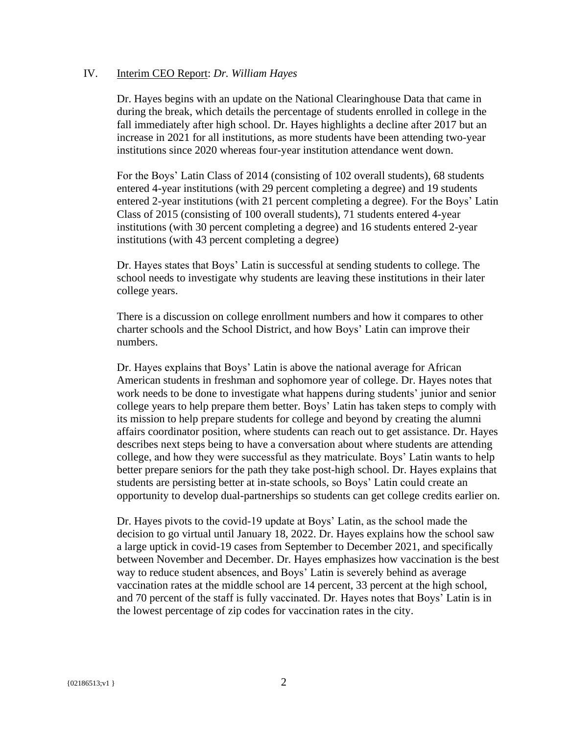IV. <u>Interim CEO Report</u>: *Dr. William Hayes*

Dr. Hayes begins with an update on the National Clearinghouse Data that came in during the break, which details the percentage of students enrolled in college in the fall immediately after high school. Dr. Hayes highlights a decline after 2017 but an increase in 2021 for all institutions, as more students have been attending two-year institutions since 2020 whereas four-year institution attendance went down.

For the Boys' Latin Class of 2014 (consisting of 102 overall students), 68 students entered 4-year institutions (with 29 percent completing a degree) and 19 students entered 2-year institutions (with 21 percent completing a degree). For the Boys' Latin Class of 2015 (consisting of 100 overall students), 71 students entered 4-year institutions (with 30 percent completing a degree) and 16 students entered 2-year institutions (with 43 percent completing a degree)

Dr. Hayes states that Boys' Latin is successful at sending students to college. The school needs to investigate why students are leaving these institutions in their later college years.

There is a discussion on college enrollment numbers and how it compares to other charter schools and the School District, and how Boys' Latin can improve their numbers.

Dr. Hayes explains that Boys' Latin is above the national average for African American students in freshman and sophomore year of college. Dr. Hayes notes that work needs to be done to investigate what happens during students' junior and senior college years to help prepare them better. Boys' Latin has taken steps to comply with its mission to help prepare students for college and beyond by creating the alumni affairs coordinator position, where students can reach out to get assistance. Dr. Hayes describes next steps being to have a conversation about where students are attending college, and how they were successful as they matriculate. Boys' Latin wants to help better prepare seniors for the path they take post-high school. Dr. Hayes explains that students are persisting better at in-state schools, so Boys' Latin could create an opportunity to develop dual-partnerships so students can get college credits earlier on.

Dr. Hayes pivots to the covid-19 update at Boys' Latin, as the school made the decision to go virtual until January 18, 2022. Dr. Hayes explains how the school saw a large uptick in covid-19 cases from September to December 2021, and specifically between November and December. Dr. Hayes emphasizes how vaccination is the best way to reduce student absences, and Boys' Latin is severely behind as average vaccination rates at the middle school are 14 percent, 33 percent at the high school, and 70 percent of the staff is fully vaccinated. Dr. Hayes notes that Boys' Latin is in the lowest percentage of zip codes for vaccination rates in the city.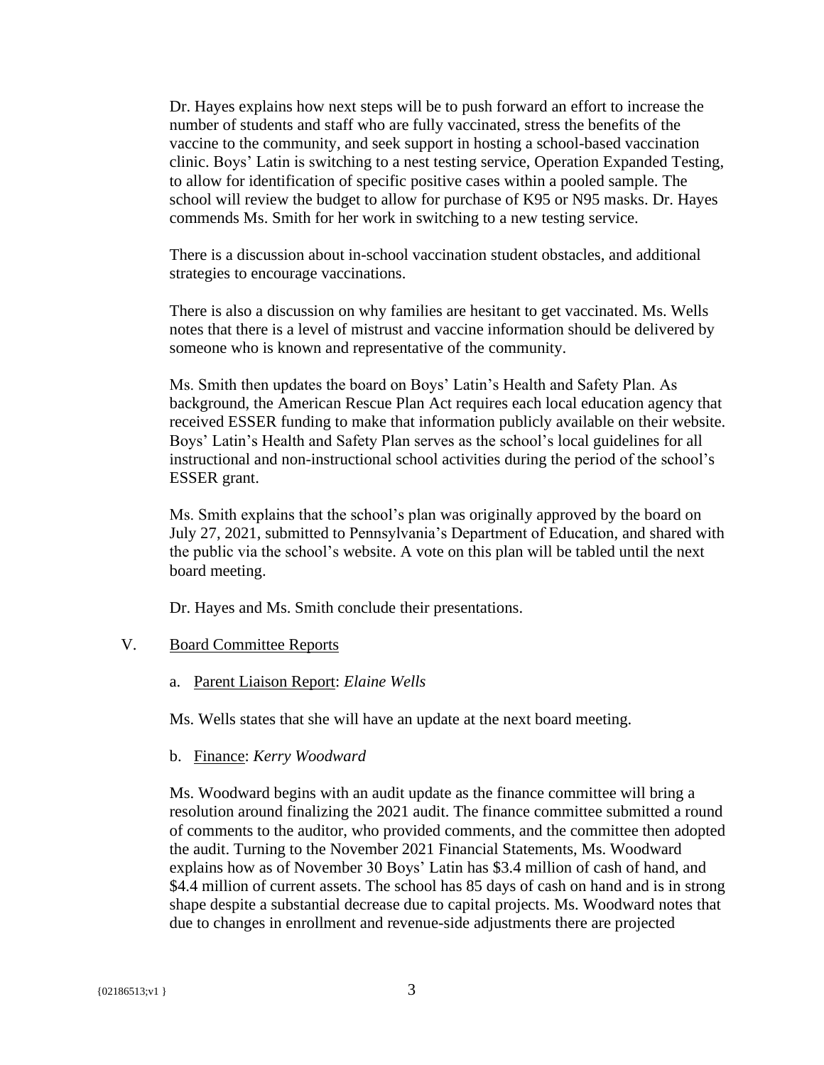Dr. Hayes explains how next steps will be to push forward an effort to increase the number of students and staff who are fully vaccinated, stress the benefits of the vaccine to the community, and seek support in hosting a school-based vaccination clinic. Boys' Latin is switching to a nest testing service, Operation Expanded Testing, to allow for identification of specific positive cases within a pooled sample. The school will review the budget to allow for purchase of K95 or N95 masks. Dr. Hayes commends Ms. Smith for her work in switching to a new testing service.

There is a discussion about in-school vaccination student obstacles, and additional strategies to encourage vaccinations.

There is also a discussion on why families are hesitant to get vaccinated. Ms. Wells notes that there is a level of mistrust and vaccine information should be delivered by someone who is known and representative of the community.

Ms. Smith then updates the board on Boys' Latin's Health and Safety Plan. As background, the American Rescue Plan Act requires each local education agency that received ESSER funding to make that information publicly available on their website. Boys' Latin's Health and Safety Plan serves as the school's local guidelines for all instructional and non-instructional school activities during the period of the school's ESSER grant.

Ms. Smith explains that the school's plan was originally approved by the board on July 27, 2021, submitted to Pennsylvania's Department of Education, and shared with the public via the school's website. A vote on this plan will be tabled until the next board meeting.

Dr. Hayes and Ms. Smith conclude their presentations.

## V. Board Committee Reports

a. Parent Liaison Report: *Elaine Wells*

Ms. Wells states that she will have an update at the next board meeting.

b. Finance: *Kerry Woodward*

Ms. Woodward begins with an audit update as the finance committee will bring a resolution around finalizing the 2021 audit. The finance committee submitted a round of comments to the auditor, who provided comments, and the committee then adopted the audit. Turning to the November 2021 Financial Statements, Ms. Woodward explains how as of November 30 Boys' Latin has $3.4 million of cash of hand, and $4.4 million of current assets. The school has 85 days of cash on hand and is in strong shape despite a substantial decrease due to capital projects. Ms. Woodward notes that due to changes in enrollment and revenue-side adjustments there are projected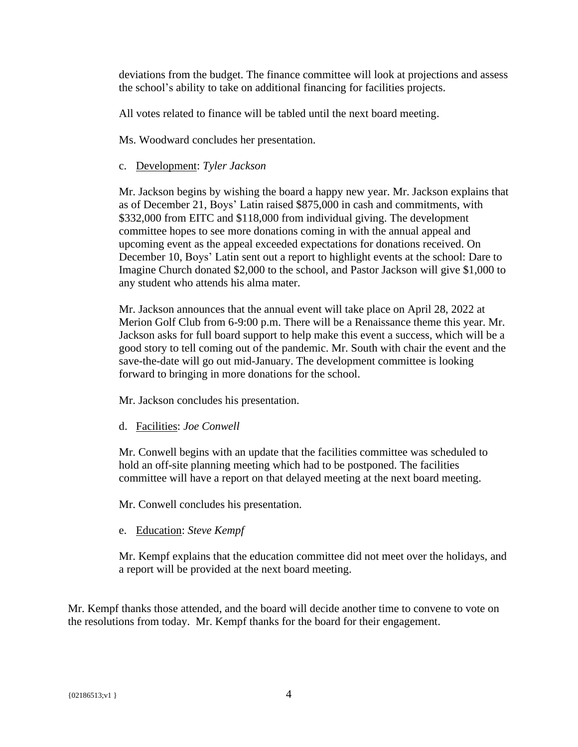deviations from the budget. The finance committee will look at projections and assess the school's ability to take on additional financing for facilities projects.

All votes related to finance will be tabled until the next board meeting.

Ms. Woodward concludes her presentation.

c. Development: *Tyler Jackson*

Mr. Jackson begins by wishing the board a happy new year. Mr. Jackson explains that as of December 21, Boys' Latin raised $875,000 in cash and commitments, with $332,000 from EITC and $118,000 from individual giving. The development committee hopes to see more donations coming in with the annual appeal and upcoming event as the appeal exceeded expectations for donations received. On December 10, Boys' Latin sent out a report to highlight events at the school: Dare to Imagine Church donated $2,000 to the school, and Pastor Jackson will give $1,000 to any student who attends his alma mater.

Mr. Jackson announces that the annual event will take place on April 28, 2022 at Merion Golf Club from 6-9:00 p.m. There will be a Renaissance theme this year. Mr. Jackson asks for full board support to help make this event a success, which will be a good story to tell coming out of the pandemic. Mr. South with chair the event and the save-the-date will go out mid-January. The development committee is looking forward to bringing in more donations for the school.

Mr. Jackson concludes his presentation.

d. Facilities: *Joe Conwell*

Mr. Conwell begins with an update that the facilities committee was scheduled to hold an off-site planning meeting which had to be postponed. The facilities committee will have a report on that delayed meeting at the next board meeting.

Mr. Conwell concludes his presentation.

e. Education: *Steve Kempf*

Mr. Kempf explains that the education committee did not meet over the holidays, and a report will be provided at the next board meeting.

Mr. Kempf thanks those attended, and the board will decide another time to convene to vote on the resolutions from today. Mr. Kempf thanks for the board for their engagement.

{02186513;v1 }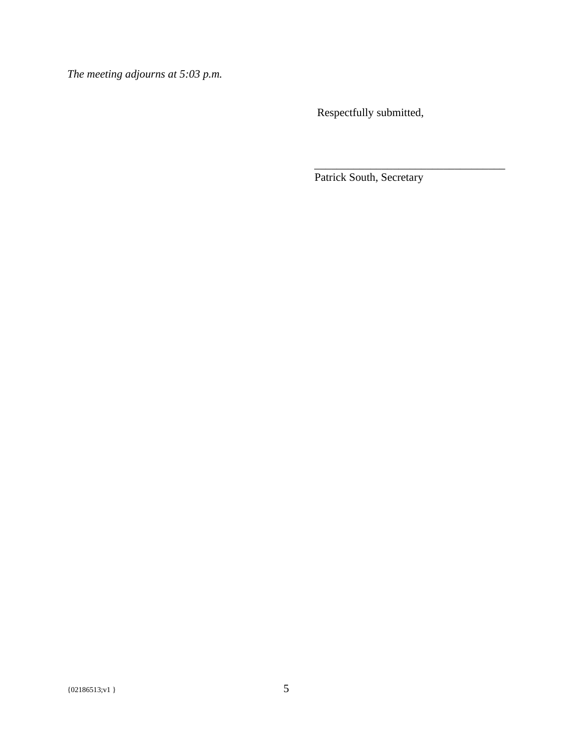*The meeting adjourns at 5:03 p.m.*

Respectfully submitted,

\_\_\_\_\_\_\_\_\_\_\_\_\_\_\_\_\_\_\_\_\_\_\_\_\_\_\_\_\_\_\_\_\_\_\_

Patrick South, Secretary

{02186513;v1 }